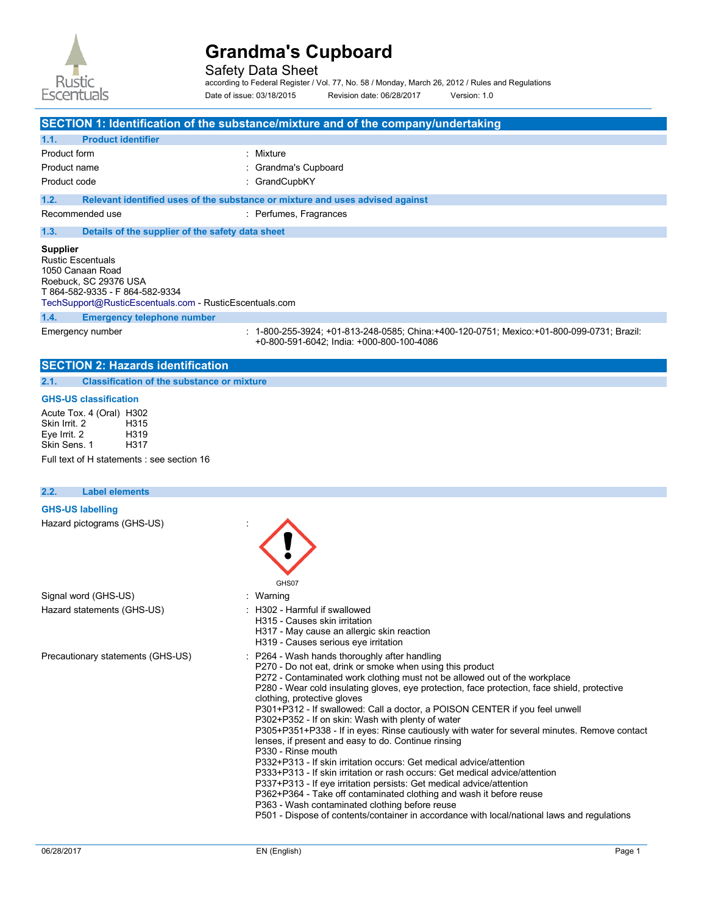# Grandma's Cupboard

Safety Data Sheet

according to Federal Register / Vol. 77, No. 58 / Monday, March 26, 2012 / Rules and Regulations

Date of issue: 03/18/2015 Revision date: 06/28/2017 Version: 1.0

## SECTION 1: Identification of the substance/mixture and of the company/undertaking

### 1.1. Product identifier

| | |
|---|---|
| Product form | : Mixture |
| Product name | : Grandma's Cupboard |
| Product code | : GrandCupbKY |

### 1.2. Relevant identified uses of the substance or mixture and uses advised against

| | |
|---|---|
| Recommended use | : Perfumes, Fragrances |

### 1.3. Details of the supplier of the safety data sheet

**Supplier**
Rustic Escentuals
1050 Canaan Road
Roebuck, SC 29376 USA
T 864-582-9335 - F 864-582-9334
TechSupport@RusticEscentuals.com - RusticEscentuals.com

### 1.4. Emergency telephone number

| | |
|---|---|
| Emergency number | : 1-800-255-3924; +01-813-248-0585; China:+400-120-0751; Mexico:+01-800-099-0731; Brazil: +0-800-591-6042; India: +000-800-100-4086 |

## SECTION 2: Hazards identification

### 2.1. Classification of the substance or mixture

**GHS-US classification**

Acute Tox. 4 (Oral) H302
Skin Irrit. 2 H315
Eye Irrit. 2 H319
Skin Sens. 1 H317

Full text of H statements : see section 16

### 2.2. Label elements

**GHS-US labelling**

Hazard pictograms (GHS-US) :

GHS07

Signal word (GHS-US) : Warning

Hazard statements (GHS-US) :
- H302 - Harmful if swallowed
- H315 - Causes skin irritation
- H317 - May cause an allergic skin reaction
- H319 - Causes serious eye irritation

Precautionary statements (GHS-US) :
- P264 - Wash hands thoroughly after handling
- P270 - Do not eat, drink or smoke when using this product
- P272 - Contaminated work clothing must not be allowed out of the workplace
- P280 - Wear cold insulating gloves, eye protection, face protection, face shield, protective clothing, protective gloves
- P301+P312 - If swallowed: Call a doctor, a POISON CENTER if you feel unwell
- P302+P352 - If on skin: Wash with plenty of water
- P305+P351+P338 - If in eyes: Rinse cautiously with water for several minutes. Remove contact lenses, if present and easy to do. Continue rinsing
- P330 - Rinse mouth
- P332+P313 - If skin irritation occurs: Get medical advice/attention
- P333+P313 - If skin irritation or rash occurs: Get medical advice/attention
- P337+P313 - If eye irritation persists: Get medical advice/attention
- P362+P364 - Take off contaminated clothing and wash it before reuse
- P363 - Wash contaminated clothing before reuse
- P501 - Dispose of contents/container in accordance with local/national laws and regulations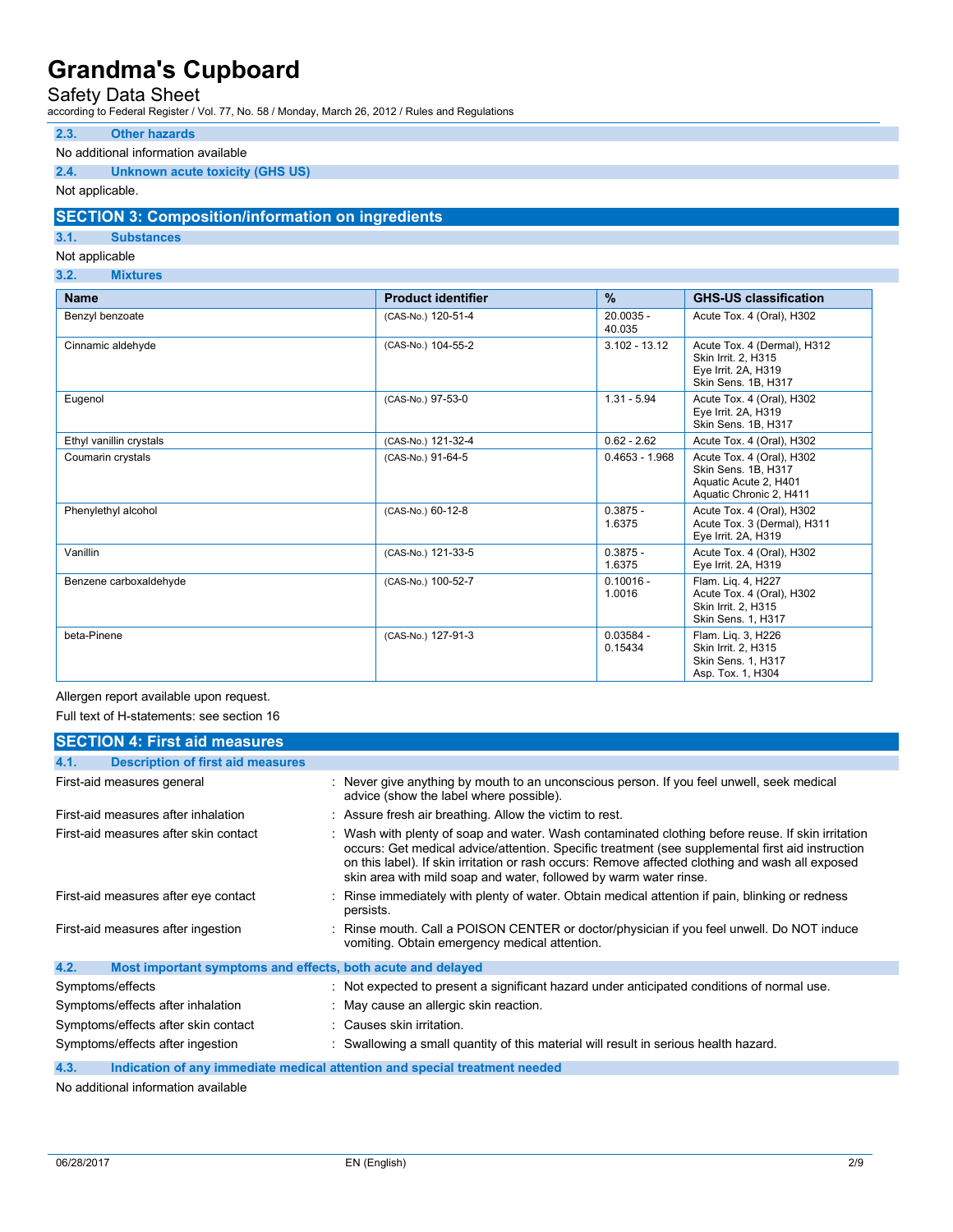### 2.3. Other hazards

No additional information available

### 2.4. Unknown acute toxicity (GHS US)

Not applicable.

## SECTION 3: Composition/information on ingredients

### 3.1. Substances

Not applicable

### 3.2. Mixtures

| Name | Product identifier | % | GHS-US classification |
|---|---|---|---|
| Benzyl benzoate | (CAS-No.) 120-51-4 | 20.0035 - 40.035 | Acute Tox. 4 (Oral), H302 |
| Cinnamic aldehyde | (CAS-No.) 104-55-2 | 3.102 - 13.12 | Acute Tox. 4 (Dermal), H312<br>Skin Irrit. 2, H315<br>Eye Irrit. 2A, H319<br>Skin Sens. 1B, H317 |
| Eugenol | (CAS-No.) 97-53-0 | 1.31 - 5.94 | Acute Tox. 4 (Oral), H302<br>Eye Irrit. 2A, H319<br>Skin Sens. 1B, H317 |
| Ethyl vanillin crystals | (CAS-No.) 121-32-4 | 0.62 - 2.62 | Acute Tox. 4 (Oral), H302 |
| Coumarin crystals | (CAS-No.) 91-64-5 | 0.4653 - 1.968 | Acute Tox. 4 (Oral), H302<br>Skin Sens. 1B, H317<br>Aquatic Acute 2, H401<br>Aquatic Chronic 2, H411 |
| Phenylethyl alcohol | (CAS-No.) 60-12-8 | 0.3875 - 1.6375 | Acute Tox. 4 (Oral), H302<br>Acute Tox. 3 (Dermal), H311<br>Eye Irrit. 2A, H319 |
| Vanillin | (CAS-No.) 121-33-5 | 0.3875 - 1.6375 | Acute Tox. 4 (Oral), H302<br>Eye Irrit. 2A, H319 |
| Benzene carboxaldehyde | (CAS-No.) 100-52-7 | 0.10016 - 1.0016 | Flam. Liq. 4, H227<br>Acute Tox. 4 (Oral), H302<br>Skin Irrit. 2, H315<br>Skin Sens. 1, H317 |
| beta-Pinene | (CAS-No.) 127-91-3 | 0.03584 - 0.15434 | Flam. Liq. 3, H226<br>Skin Irrit. 2, H315<br>Skin Sens. 1, H317<br>Asp. Tox. 1, H304 |

Allergen report available upon request.

Full text of H-statements: see section 16

## SECTION 4: First aid measures

### 4.1. Description of first aid measures

First-aid measures general : Never give anything by mouth to an unconscious person. If you feel unwell, seek medical advice (show the label where possible).

First-aid measures after inhalation : Assure fresh air breathing. Allow the victim to rest.

First-aid measures after skin contact : Wash with plenty of soap and water. Wash contaminated clothing before reuse. If skin irritation occurs: Get medical advice/attention. Specific treatment (see supplemental first aid instruction on this label). If skin irritation or rash occurs: Remove affected clothing and wash all exposed skin area with mild soap and water, followed by warm water rinse.

First-aid measures after eye contact : Rinse immediately with plenty of water. Obtain medical attention if pain, blinking or redness persists.

First-aid measures after ingestion : Rinse mouth. Call a POISON CENTER or doctor/physician if you feel unwell. Do NOT induce vomiting. Obtain emergency medical attention.

### 4.2. Most important symptoms and effects, both acute and delayed

Symptoms/effects : Not expected to present a significant hazard under anticipated conditions of normal use.

Symptoms/effects after inhalation : May cause an allergic skin reaction.

Symptoms/effects after skin contact : Causes skin irritation.

Symptoms/effects after ingestion : Swallowing a small quantity of this material will result in serious health hazard.

### 4.3. Indication of any immediate medical attention and special treatment needed

No additional information available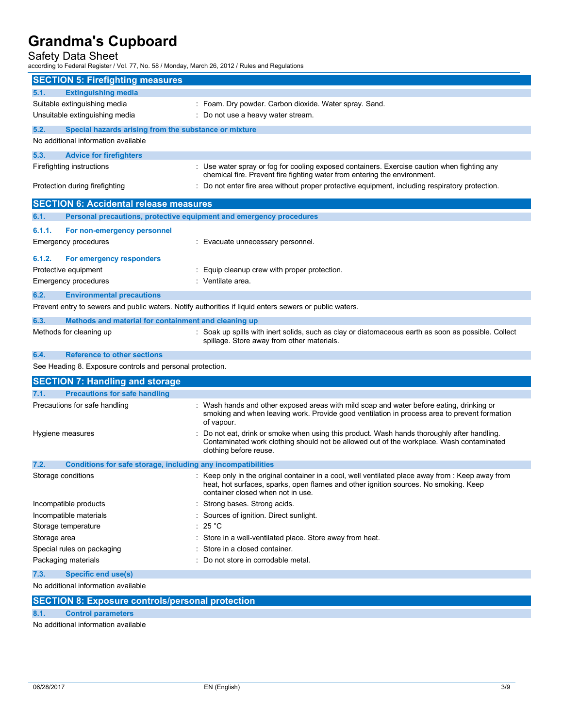## SECTION 5: Firefighting measures

### 5.1. Extinguishing media

| | |
|---|---|
| Suitable extinguishing media | : Foam. Dry powder. Carbon dioxide. Water spray. Sand. |
| Unsuitable extinguishing media | : Do not use a heavy water stream. |

### 5.2. Special hazards arising from the substance or mixture

No additional information available

### 5.3. Advice for firefighters

| | |
|---|---|
| Firefighting instructions | : Use water spray or fog for cooling exposed containers. Exercise caution when fighting any chemical fire. Prevent fire fighting water from entering the environment. |
| Protection during firefighting | : Do not enter fire area without proper protective equipment, including respiratory protection. |

## SECTION 6: Accidental release measures

### 6.1. Personal precautions, protective equipment and emergency procedures

#### 6.1.1. For non-emergency personnel

| | |
|---|---|
| Emergency procedures | : Evacuate unnecessary personnel. |

#### 6.1.2. For emergency responders

| | |
|---|---|
| Protective equipment | : Equip cleanup crew with proper protection. |
| Emergency procedures | : Ventilate area. |

### 6.2. Environmental precautions

Prevent entry to sewers and public waters. Notify authorities if liquid enters sewers or public waters.

### 6.3. Methods and material for containment and cleaning up

| | |
|---|---|
| Methods for cleaning up | : Soak up spills with inert solids, such as clay or diatomaceous earth as soon as possible. Collect spillage. Store away from other materials. |

### 6.4. Reference to other sections

See Heading 8. Exposure controls and personal protection.

## SECTION 7: Handling and storage

### 7.1. Precautions for safe handling

| | |
|---|---|
| Precautions for safe handling | : Wash hands and other exposed areas with mild soap and water before eating, drinking or smoking and when leaving work. Provide good ventilation in process area to prevent formation of vapour. |
| Hygiene measures | : Do not eat, drink or smoke when using this product. Wash hands thoroughly after handling. Contaminated work clothing should not be allowed out of the workplace. Wash contaminated clothing before reuse. |

### 7.2. Conditions for safe storage, including any incompatibilities

| | |
|---|---|
| Storage conditions | : Keep only in the original container in a cool, well ventilated place away from : Keep away from heat, hot surfaces, sparks, open flames and other ignition sources. No smoking. Keep container closed when not in use. |
| Incompatible products | : Strong bases. Strong acids. |
| Incompatible materials | : Sources of ignition. Direct sunlight. |
| Storage temperature | : 25 °C |
| Storage area | : Store in a well-ventilated place. Store away from heat. |
| Special rules on packaging | : Store in a closed container. |
| Packaging materials | : Do not store in corrodable metal. |

### 7.3. Specific end use(s)

No additional information available

## SECTION 8: Exposure controls/personal protection

### 8.1. Control parameters

No additional information available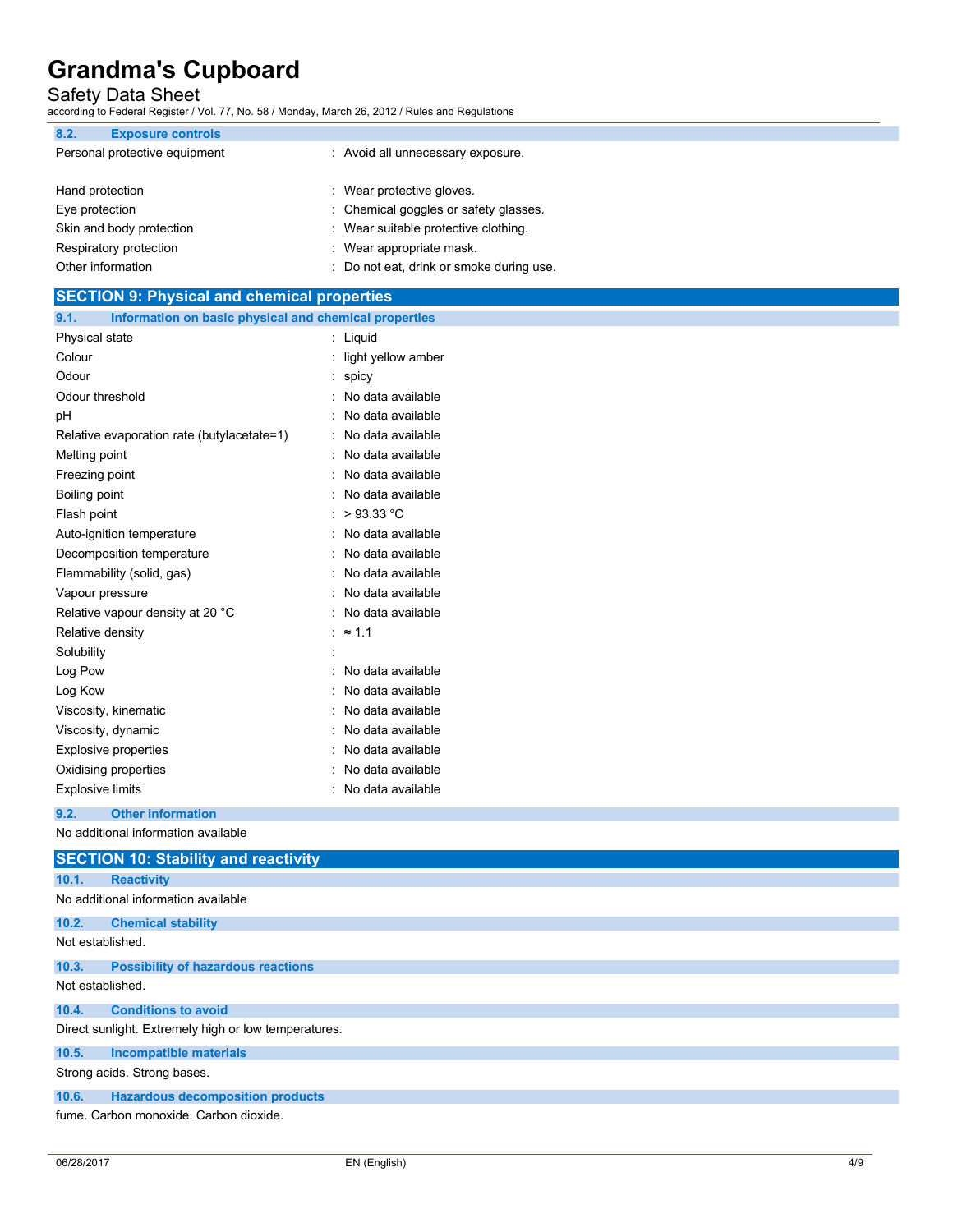### 8.2. Exposure controls

| | |
|---|---|
| Personal protective equipment | : Avoid all unnecessary exposure. |
| Hand protection | : Wear protective gloves. |
| Eye protection | : Chemical goggles or safety glasses. |
| Skin and body protection | : Wear suitable protective clothing. |
| Respiratory protection | : Wear appropriate mask. |
| Other information | : Do not eat, drink or smoke during use. |

## SECTION 9: Physical and chemical properties

### 9.1. Information on basic physical and chemical properties

| | |
|---|---|
| Physical state | : Liquid |
| Colour | : light yellow amber |
| Odour | : spicy |
| Odour threshold | : No data available |
| pH | : No data available |
| Relative evaporation rate (butylacetate=1) | : No data available |
| Melting point | : No data available |
| Freezing point | : No data available |
| Boiling point | : No data available |
| Flash point | : > 93.33 °C |
| Auto-ignition temperature | : No data available |
| Decomposition temperature | : No data available |
| Flammability (solid, gas) | : No data available |
| Vapour pressure | : No data available |
| Relative vapour density at 20 °C | : No data available |
| Relative density | : ≈ 1.1 |
| Solubility | : |
| Log Pow | : No data available |
| Log Kow | : No data available |
| Viscosity, kinematic | : No data available |
| Viscosity, dynamic | : No data available |
| Explosive properties | : No data available |
| Oxidising properties | : No data available |
| Explosive limits | : No data available |

### 9.2. Other information

No additional information available

## SECTION 10: Stability and reactivity

### 10.1. Reactivity

No additional information available

### 10.2. Chemical stability

Not established.

### 10.3. Possibility of hazardous reactions

Not established.

### 10.4. Conditions to avoid

Direct sunlight. Extremely high or low temperatures.

### 10.5. Incompatible materials

Strong acids. Strong bases.

### 10.6. Hazardous decomposition products

fume. Carbon monoxide. Carbon dioxide.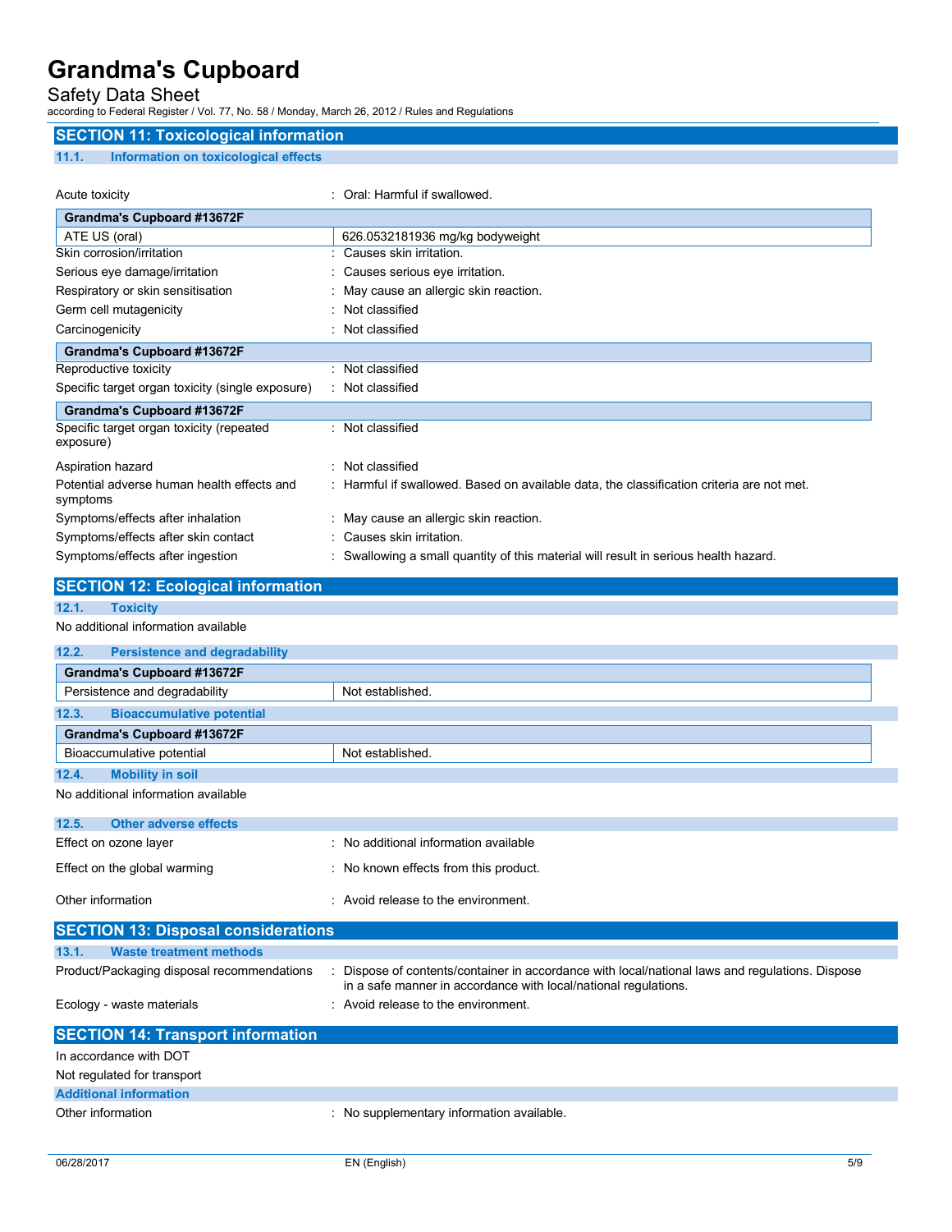## SECTION 11: Toxicological information

### 11.1. Information on toxicological effects

Acute toxicity : Oral: Harmful if swallowed.

| Grandma's Cupboard #13672F | |
|---|---|
| ATE US (oral) | 626.0532181936 mg/kg bodyweight |

Skin corrosion/irritation : Causes skin irritation.

Serious eye damage/irritation : Causes serious eye irritation.

Respiratory or skin sensitisation : May cause an allergic skin reaction.

Germ cell mutagenicity : Not classified

Carcinogenicity : Not classified

| Grandma's Cupboard #13672F |
|---|

Reproductive toxicity : Not classified

Specific target organ toxicity (single exposure) : Not classified

| Grandma's Cupboard #13672F |
|---|

Specific target organ toxicity (repeated exposure) : Not classified

Aspiration hazard : Not classified

Potential adverse human health effects and symptoms : Harmful if swallowed. Based on available data, the classification criteria are not met.

Symptoms/effects after inhalation : May cause an allergic skin reaction.

Symptoms/effects after skin contact : Causes skin irritation.

Symptoms/effects after ingestion : Swallowing a small quantity of this material will result in serious health hazard.

## SECTION 12: Ecological information

### 12.1. Toxicity

No additional information available

### 12.2. Persistence and degradability

| Grandma's Cupboard #13672F | |
|---|---|
| Persistence and degradability | Not established. |

### 12.3. Bioaccumulative potential

| Grandma's Cupboard #13672F | |
|---|---|
| Bioaccumulative potential | Not established. |

### 12.4. Mobility in soil

No additional information available

### 12.5. Other adverse effects

Effect on ozone layer : No additional information available

Effect on the global warming : No known effects from this product.

Other information : Avoid release to the environment.

## SECTION 13: Disposal considerations

### 13.1. Waste treatment methods

Product/Packaging disposal recommendations : Dispose of contents/container in accordance with local/national laws and regulations. Dispose in a safe manner in accordance with local/national regulations.

Ecology - waste materials : Avoid release to the environment.

## SECTION 14: Transport information

In accordance with DOT

Not regulated for transport

### Additional information

Other information : No supplementary information available.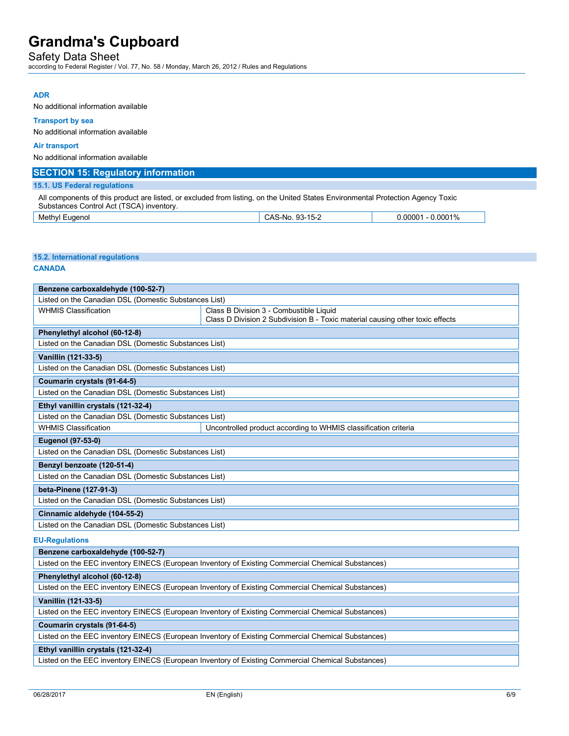**ADR**

No additional information available

**Transport by sea**

No additional information available

**Air transport**

No additional information available

## SECTION 15: Regulatory information

### 15.1. US Federal regulations

All components of this product are listed, or excluded from listing, on the United States Environmental Protection Agency Toxic Substances Control Act (TSCA) inventory.

| Methyl Eugenol | CAS-No. 93-15-2 | 0.00001 - 0.0001% |
|---|---|---|

### 15.2. International regulations

**CANADA**

| Benzene carboxaldehyde (100-52-7) | |
|---|---|
| Listed on the Canadian DSL (Domestic Substances List) | |
| WHMIS Classification | Class B Division 3 - Combustible Liquid<br>Class D Division 2 Subdivision B - Toxic material causing other toxic effects |

| Phenylethyl alcohol (60-12-8) |
|---|
| Listed on the Canadian DSL (Domestic Substances List) |

| Vanillin (121-33-5) |
|---|
| Listed on the Canadian DSL (Domestic Substances List) |

| Coumarin crystals (91-64-5) |
|---|
| Listed on the Canadian DSL (Domestic Substances List) |

| Ethyl vanillin crystals (121-32-4) | |
|---|---|
| Listed on the Canadian DSL (Domestic Substances List) | |
| WHMIS Classification | Uncontrolled product according to WHMIS classification criteria |

| Eugenol (97-53-0) |
|---|
| Listed on the Canadian DSL (Domestic Substances List) |

| Benzyl benzoate (120-51-4) |
|---|
| Listed on the Canadian DSL (Domestic Substances List) |

| beta-Pinene (127-91-3) |
|---|
| Listed on the Canadian DSL (Domestic Substances List) |

| Cinnamic aldehyde (104-55-2) |
|---|
| Listed on the Canadian DSL (Domestic Substances List) |

**EU-Regulations**

| Benzene carboxaldehyde (100-52-7) |
|---|
| Listed on the EEC inventory EINECS (European Inventory of Existing Commercial Chemical Substances) |

| Phenylethyl alcohol (60-12-8) |
|---|
| Listed on the EEC inventory EINECS (European Inventory of Existing Commercial Chemical Substances) |

| Vanillin (121-33-5) |
|---|
| Listed on the EEC inventory EINECS (European Inventory of Existing Commercial Chemical Substances) |

| Coumarin crystals (91-64-5) |
|---|
| Listed on the EEC inventory EINECS (European Inventory of Existing Commercial Chemical Substances) |

| Ethyl vanillin crystals (121-32-4) |
|---|
| Listed on the EEC inventory EINECS (European Inventory of Existing Commercial Chemical Substances) |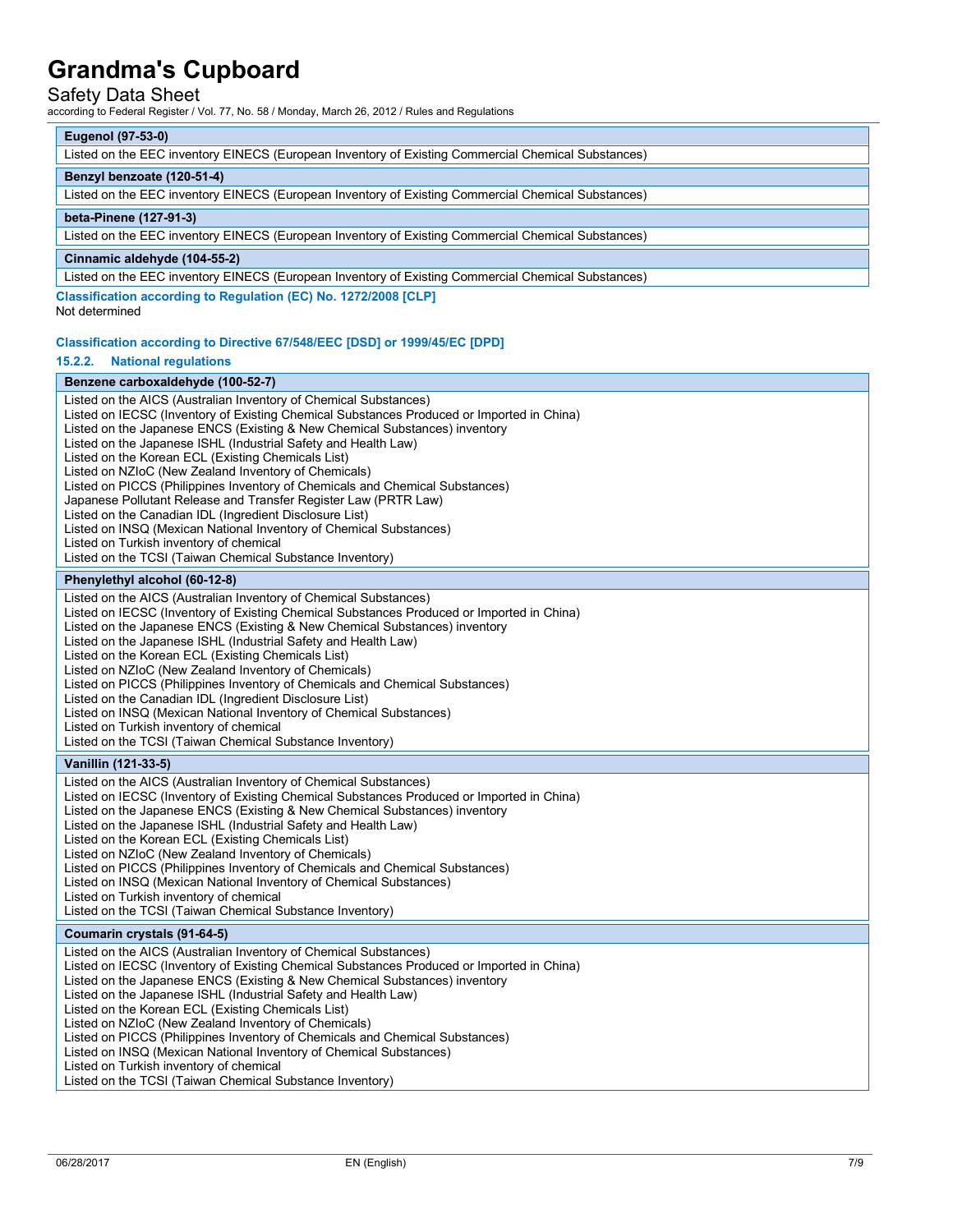| Eugenol (97-53-0) |
| --- |
| Listed on the EEC inventory EINECS (European Inventory of Existing Commercial Chemical Substances) |

| Benzyl benzoate (120-51-4) |
| --- |
| Listed on the EEC inventory EINECS (European Inventory of Existing Commercial Chemical Substances) |

| beta-Pinene (127-91-3) |
| --- |
| Listed on the EEC inventory EINECS (European Inventory of Existing Commercial Chemical Substances) |

| Cinnamic aldehyde (104-55-2) |
| --- |
| Listed on the EEC inventory EINECS (European Inventory of Existing Commercial Chemical Substances) |

**Classification according to Regulation (EC) No. 1272/2008 [CLP]**

Not determined

**Classification according to Directive 67/548/EEC [DSD] or 1999/45/EC [DPD]**

### 15.2.2. National regulations

| Benzene carboxaldehyde (100-52-7) |
| --- |
| Listed on the AICS (Australian Inventory of Chemical Substances)<br>Listed on IECSC (Inventory of Existing Chemical Substances Produced or Imported in China)<br>Listed on the Japanese ENCS (Existing & New Chemical Substances) inventory<br>Listed on the Japanese ISHL (Industrial Safety and Health Law)<br>Listed on the Korean ECL (Existing Chemicals List)<br>Listed on NZIoC (New Zealand Inventory of Chemicals)<br>Listed on PICCS (Philippines Inventory of Chemicals and Chemical Substances)<br>Japanese Pollutant Release and Transfer Register Law (PRTR Law)<br>Listed on the Canadian IDL (Ingredient Disclosure List)<br>Listed on INSQ (Mexican National Inventory of Chemical Substances)<br>Listed on Turkish inventory of chemical<br>Listed on the TCSI (Taiwan Chemical Substance Inventory) |

| Phenylethyl alcohol (60-12-8) |
| --- |
| Listed on the AICS (Australian Inventory of Chemical Substances)<br>Listed on IECSC (Inventory of Existing Chemical Substances Produced or Imported in China)<br>Listed on the Japanese ENCS (Existing & New Chemical Substances) inventory<br>Listed on the Japanese ISHL (Industrial Safety and Health Law)<br>Listed on the Korean ECL (Existing Chemicals List)<br>Listed on NZIoC (New Zealand Inventory of Chemicals)<br>Listed on PICCS (Philippines Inventory of Chemicals and Chemical Substances)<br>Listed on the Canadian IDL (Ingredient Disclosure List)<br>Listed on INSQ (Mexican National Inventory of Chemical Substances)<br>Listed on Turkish inventory of chemical<br>Listed on the TCSI (Taiwan Chemical Substance Inventory) |

| Vanillin (121-33-5) |
| --- |
| Listed on the AICS (Australian Inventory of Chemical Substances)<br>Listed on IECSC (Inventory of Existing Chemical Substances Produced or Imported in China)<br>Listed on the Japanese ENCS (Existing & New Chemical Substances) inventory<br>Listed on the Japanese ISHL (Industrial Safety and Health Law)<br>Listed on the Korean ECL (Existing Chemicals List)<br>Listed on NZIoC (New Zealand Inventory of Chemicals)<br>Listed on PICCS (Philippines Inventory of Chemicals and Chemical Substances)<br>Listed on INSQ (Mexican National Inventory of Chemical Substances)<br>Listed on Turkish inventory of chemical<br>Listed on the TCSI (Taiwan Chemical Substance Inventory) |

| Coumarin crystals (91-64-5) |
| --- |
| Listed on the AICS (Australian Inventory of Chemical Substances)<br>Listed on IECSC (Inventory of Existing Chemical Substances Produced or Imported in China)<br>Listed on the Japanese ENCS (Existing & New Chemical Substances) inventory<br>Listed on the Japanese ISHL (Industrial Safety and Health Law)<br>Listed on the Korean ECL (Existing Chemicals List)<br>Listed on NZIoC (New Zealand Inventory of Chemicals)<br>Listed on PICCS (Philippines Inventory of Chemicals and Chemical Substances)<br>Listed on INSQ (Mexican National Inventory of Chemical Substances)<br>Listed on Turkish inventory of chemical<br>Listed on the TCSI (Taiwan Chemical Substance Inventory) |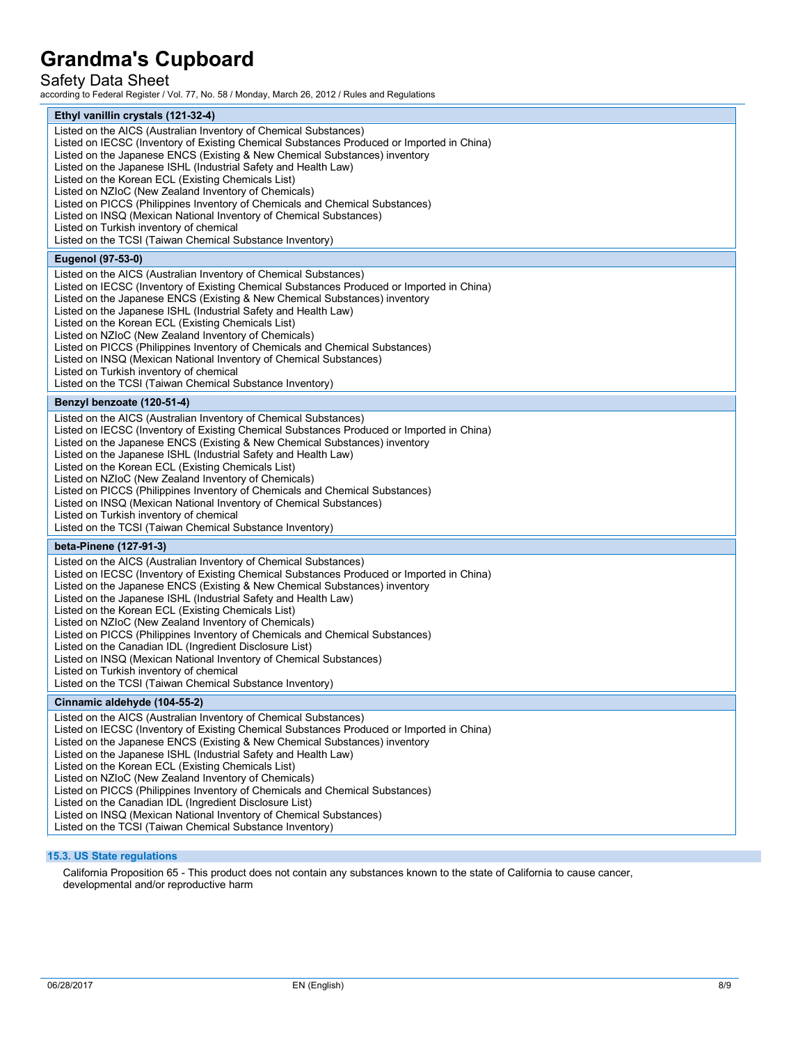| Ethyl vanillin crystals (121-32-4) |
|---|
| Listed on the AICS (Australian Inventory of Chemical Substances)<br>Listed on IECSC (Inventory of Existing Chemical Substances Produced or Imported in China)<br>Listed on the Japanese ENCS (Existing & New Chemical Substances) inventory<br>Listed on the Japanese ISHL (Industrial Safety and Health Law)<br>Listed on the Korean ECL (Existing Chemicals List)<br>Listed on NZIoC (New Zealand Inventory of Chemicals)<br>Listed on PICCS (Philippines Inventory of Chemicals and Chemical Substances)<br>Listed on INSQ (Mexican National Inventory of Chemical Substances)<br>Listed on Turkish inventory of chemical<br>Listed on the TCSI (Taiwan Chemical Substance Inventory) |

| Eugenol (97-53-0) |
|---|
| Listed on the AICS (Australian Inventory of Chemical Substances)<br>Listed on IECSC (Inventory of Existing Chemical Substances Produced or Imported in China)<br>Listed on the Japanese ENCS (Existing & New Chemical Substances) inventory<br>Listed on the Japanese ISHL (Industrial Safety and Health Law)<br>Listed on the Korean ECL (Existing Chemicals List)<br>Listed on NZIoC (New Zealand Inventory of Chemicals)<br>Listed on PICCS (Philippines Inventory of Chemicals and Chemical Substances)<br>Listed on INSQ (Mexican National Inventory of Chemical Substances)<br>Listed on Turkish inventory of chemical<br>Listed on the TCSI (Taiwan Chemical Substance Inventory) |

| Benzyl benzoate (120-51-4) |
|---|
| Listed on the AICS (Australian Inventory of Chemical Substances)<br>Listed on IECSC (Inventory of Existing Chemical Substances Produced or Imported in China)<br>Listed on the Japanese ENCS (Existing & New Chemical Substances) inventory<br>Listed on the Japanese ISHL (Industrial Safety and Health Law)<br>Listed on the Korean ECL (Existing Chemicals List)<br>Listed on NZIoC (New Zealand Inventory of Chemicals)<br>Listed on PICCS (Philippines Inventory of Chemicals and Chemical Substances)<br>Listed on INSQ (Mexican National Inventory of Chemical Substances)<br>Listed on Turkish inventory of chemical<br>Listed on the TCSI (Taiwan Chemical Substance Inventory) |

| beta-Pinene (127-91-3) |
|---|
| Listed on the AICS (Australian Inventory of Chemical Substances)<br>Listed on IECSC (Inventory of Existing Chemical Substances Produced or Imported in China)<br>Listed on the Japanese ENCS (Existing & New Chemical Substances) inventory<br>Listed on the Japanese ISHL (Industrial Safety and Health Law)<br>Listed on the Korean ECL (Existing Chemicals List)<br>Listed on NZIoC (New Zealand Inventory of Chemicals)<br>Listed on PICCS (Philippines Inventory of Chemicals and Chemical Substances)<br>Listed on the Canadian IDL (Ingredient Disclosure List)<br>Listed on INSQ (Mexican National Inventory of Chemical Substances)<br>Listed on Turkish inventory of chemical<br>Listed on the TCSI (Taiwan Chemical Substance Inventory) |

| Cinnamic aldehyde (104-55-2) |
|---|
| Listed on the AICS (Australian Inventory of Chemical Substances)<br>Listed on IECSC (Inventory of Existing Chemical Substances Produced or Imported in China)<br>Listed on the Japanese ENCS (Existing & New Chemical Substances) inventory<br>Listed on the Japanese ISHL (Industrial Safety and Health Law)<br>Listed on the Korean ECL (Existing Chemicals List)<br>Listed on NZIoC (New Zealand Inventory of Chemicals)<br>Listed on PICCS (Philippines Inventory of Chemicals and Chemical Substances)<br>Listed on the Canadian IDL (Ingredient Disclosure List)<br>Listed on INSQ (Mexican National Inventory of Chemical Substances)<br>Listed on the TCSI (Taiwan Chemical Substance Inventory) |

### 15.3. US State regulations

California Proposition 65 - This product does not contain any substances known to the state of California to cause cancer, developmental and/or reproductive harm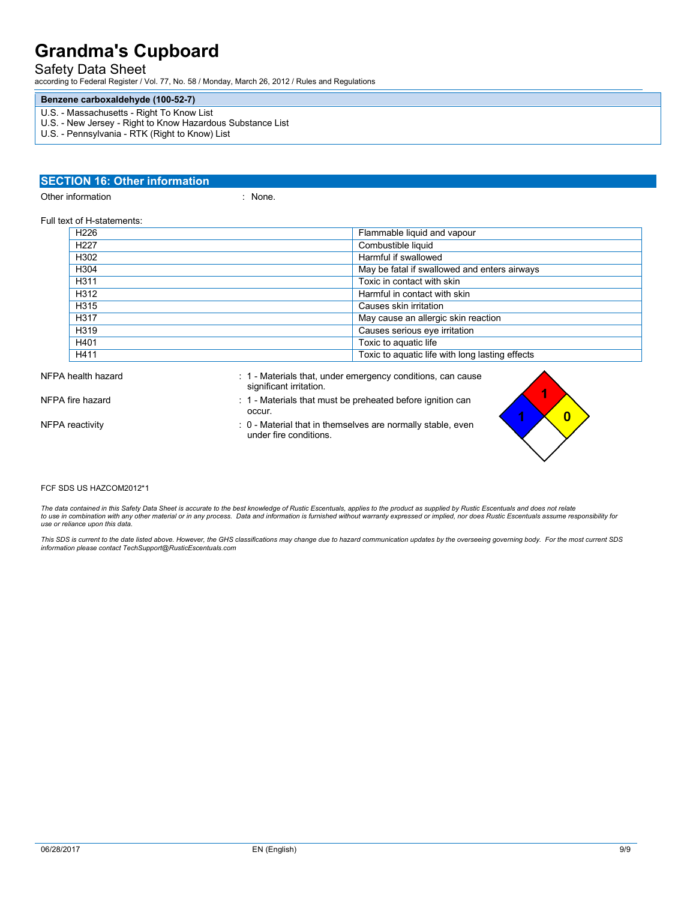| Benzene carboxaldehyde (100-52-7) |
|---|
| U.S. - Massachusetts - Right To Know List<br>U.S. - New Jersey - Right to Know Hazardous Substance List<br>U.S. - Pennsylvania - RTK (Right to Know) List |

## SECTION 16: Other information

Other information : None.

Full text of H-statements:

| | |
|---|---|
| H226 | Flammable liquid and vapour |
| H227 | Combustible liquid |
| H302 | Harmful if swallowed |
| H304 | May be fatal if swallowed and enters airways |
| H311 | Toxic in contact with skin |
| H312 | Harmful in contact with skin |
| H315 | Causes skin irritation |
| H317 | May cause an allergic skin reaction |
| H319 | Causes serious eye irritation |
| H401 | Toxic to aquatic life |
| H411 | Toxic to aquatic life with long lasting effects |

NFPA health hazard : 1 - Materials that, under emergency conditions, can cause significant irritation.

NFPA fire hazard : 1 - Materials that must be preheated before ignition can occur.

NFPA reactivity : 0 - Material that in themselves are normally stable, even under fire conditions.

1
1
0

FCF SDS US HAZCOM2012*1

*The data contained in this Safety Data Sheet is accurate to the best knowledge of Rustic Escentuals, applies to the product as supplied by Rustic Escentuals and does not relate to use in combination with any other material or in any process. Data and information is furnished without warranty expressed or implied, nor does Rustic Escentuals assume responsibility for use or reliance upon this data.*

*This SDS is current to the date listed above. However, the GHS classifications may change due to hazard communication updates by the overseeing governing body. For the most current SDS information please contact TechSupport@RusticEscentuals.com*